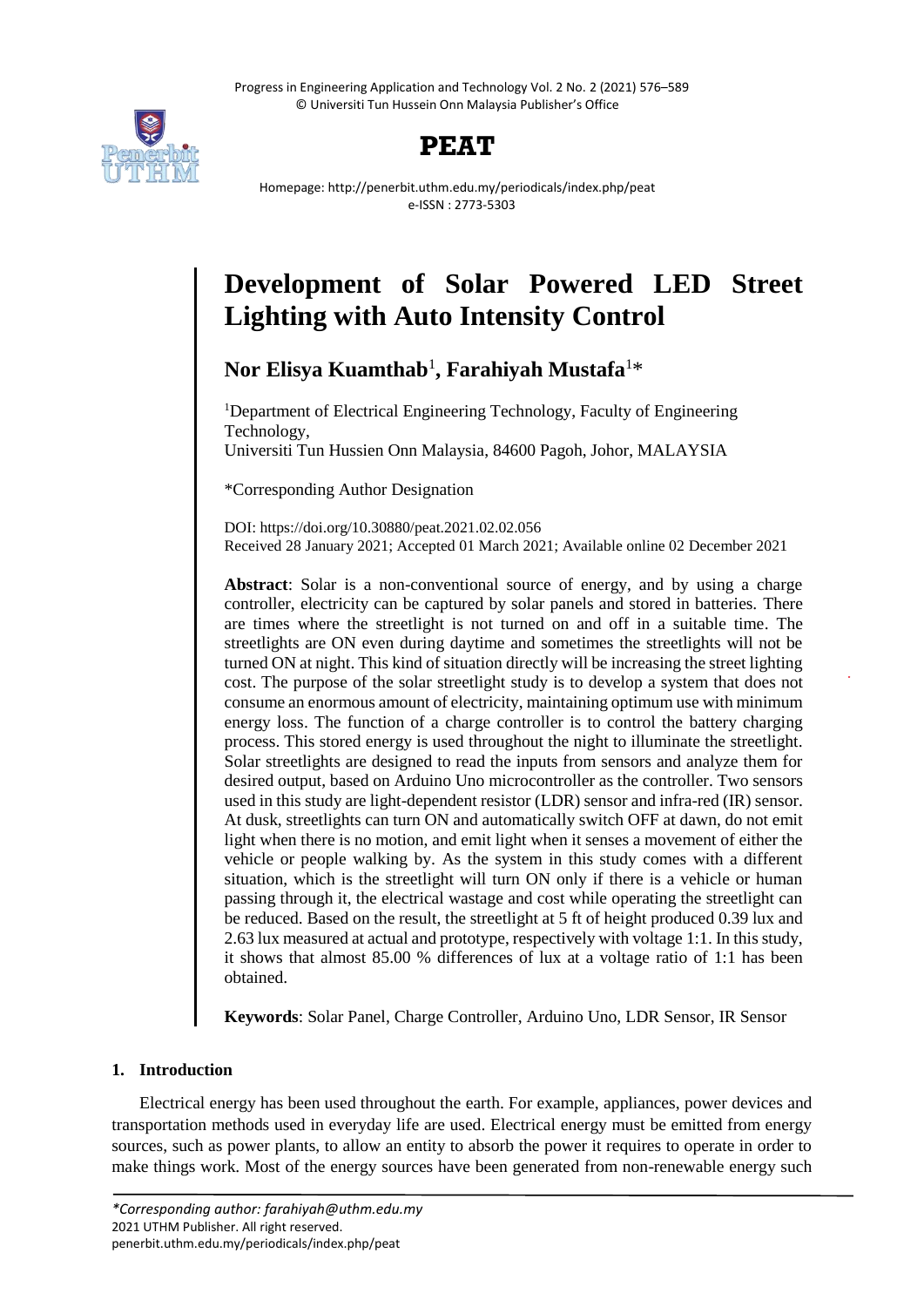# Development of Solar Powered LED Street Lighting with Auto Intensity Control

**Nor Elisya Kuamthab**[1]**, Farahiyah Mustafa**[1]*

[1]Department of Electrical Engineering Technology, Faculty of Engineering Technology,
Universiti Tun Hussien Onn Malaysia, 84600 Pagoh, Johor, MALAYSIA

*Corresponding Author Designation

DOI: https://doi.org/10.30880/peat.2021.02.02.056
Received 28 January 2021; Accepted 01 March 2021; Available online 02 December 2021

**Abstract**: Solar is a non-conventional source of energy, and by using a charge controller, electricity can be captured by solar panels and stored in batteries. There are times where the streetlight is not turned on and off in a suitable time. The streetlights are ON even during daytime and sometimes the streetlights will not be turned ON at night. This kind of situation directly will be increasing the street lighting cost. The purpose of the solar streetlight study is to develop a system that does not consume an enormous amount of electricity, maintaining optimum use with minimum energy loss. The function of a charge controller is to control the battery charging process. This stored energy is used throughout the night to illuminate the streetlight. Solar streetlights are designed to read the inputs from sensors and analyze them for desired output, based on Arduino Uno microcontroller as the controller. Two sensors used in this study are light-dependent resistor (LDR) sensor and infra-red (IR) sensor. At dusk, streetlights can turn ON and automatically switch OFF at dawn, do not emit light when there is no motion, and emit light when it senses a movement of either the vehicle or people walking by. As the system in this study comes with a different situation, which is the streetlight will turn ON only if there is a vehicle or human passing through it, the electrical wastage and cost while operating the streetlight can be reduced. Based on the result, the streetlight at 5 ft of height produced 0.39 lux and 2.63 lux measured at actual and prototype, respectively with voltage 1:1. In this study, it shows that almost 85.00 % differences of lux at a voltage ratio of 1:1 has been obtained.

**Keywords**: Solar Panel, Charge Controller, Arduino Uno, LDR Sensor, IR Sensor

## 1. Introduction

Electrical energy has been used throughout the earth. For example, appliances, power devices and transportation methods used in everyday life are used. Electrical energy must be emitted from energy sources, such as power plants, to allow an entity to absorb the power it requires to operate in order to make things work. Most of the energy sources have been generated from non-renewable energy such

*\*Corresponding author: farahiyah@uthm.edu.my*
2021 UTHM Publisher. All right reserved.
penerbit.uthm.edu.my/periodicals/index.php/peat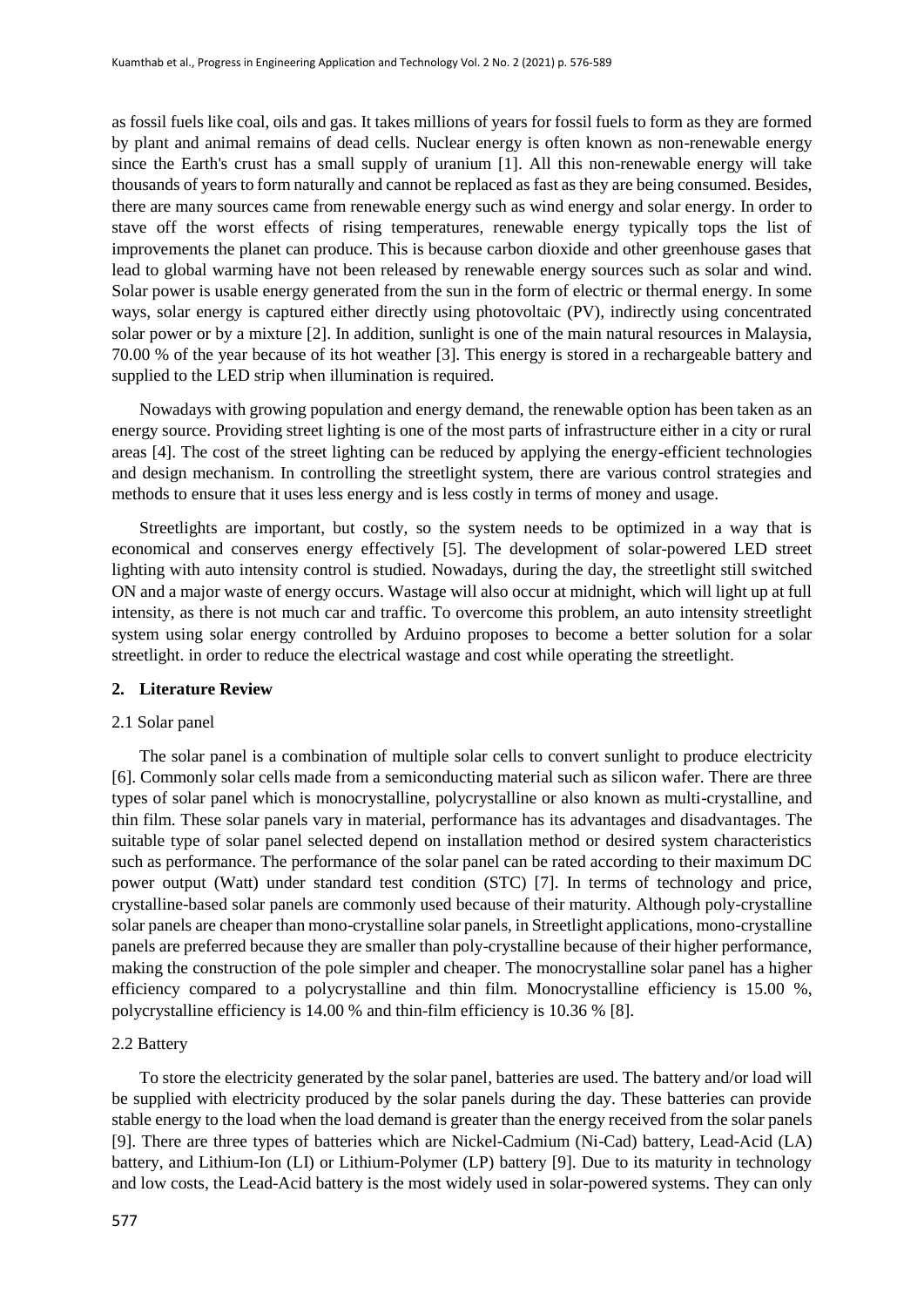as fossil fuels like coal, oils and gas. It takes millions of years for fossil fuels to form as they are formed by plant and animal remains of dead cells. Nuclear energy is often known as non-renewable energy since the Earth's crust has a small supply of uranium [1]. All this non-renewable energy will take thousands of years to form naturally and cannot be replaced as fast as they are being consumed. Besides, there are many sources came from renewable energy such as wind energy and solar energy. In order to stave off the worst effects of rising temperatures, renewable energy typically tops the list of improvements the planet can produce. This is because carbon dioxide and other greenhouse gases that lead to global warming have not been released by renewable energy sources such as solar and wind. Solar power is usable energy generated from the sun in the form of electric or thermal energy. In some ways, solar energy is captured either directly using photovoltaic (PV), indirectly using concentrated solar power or by a mixture [2]. In addition, sunlight is one of the main natural resources in Malaysia, 70.00 % of the year because of its hot weather [3]. This energy is stored in a rechargeable battery and supplied to the LED strip when illumination is required.

Nowadays with growing population and energy demand, the renewable option has been taken as an energy source. Providing street lighting is one of the most parts of infrastructure either in a city or rural areas [4]. The cost of the street lighting can be reduced by applying the energy-efficient technologies and design mechanism. In controlling the streetlight system, there are various control strategies and methods to ensure that it uses less energy and is less costly in terms of money and usage.

Streetlights are important, but costly, so the system needs to be optimized in a way that is economical and conserves energy effectively [5]. The development of solar-powered LED street lighting with auto intensity control is studied. Nowadays, during the day, the streetlight still switched ON and a major waste of energy occurs. Wastage will also occur at midnight, which will light up at full intensity, as there is not much car and traffic. To overcome this problem, an auto intensity streetlight system using solar energy controlled by Arduino proposes to become a better solution for a solar streetlight. in order to reduce the electrical wastage and cost while operating the streetlight.

## 2. Literature Review

### 2.1 Solar panel

The solar panel is a combination of multiple solar cells to convert sunlight to produce electricity [6]. Commonly solar cells made from a semiconducting material such as silicon wafer. There are three types of solar panel which is monocrystalline, polycrystalline or also known as multi-crystalline, and thin film. These solar panels vary in material, performance has its advantages and disadvantages. The suitable type of solar panel selected depend on installation method or desired system characteristics such as performance. The performance of the solar panel can be rated according to their maximum DC power output (Watt) under standard test condition (STC) [7]. In terms of technology and price, crystalline-based solar panels are commonly used because of their maturity. Although poly-crystalline solar panels are cheaper than mono-crystalline solar panels, in Streetlight applications, mono-crystalline panels are preferred because they are smaller than poly-crystalline because of their higher performance, making the construction of the pole simpler and cheaper. The monocrystalline solar panel has a higher efficiency compared to a polycrystalline and thin film. Monocrystalline efficiency is 15.00 %, polycrystalline efficiency is 14.00 % and thin-film efficiency is 10.36 % [8].

### 2.2 Battery

To store the electricity generated by the solar panel, batteries are used. The battery and/or load will be supplied with electricity produced by the solar panels during the day. These batteries can provide stable energy to the load when the load demand is greater than the energy received from the solar panels [9]. There are three types of batteries which are Nickel-Cadmium (Ni-Cad) battery, Lead-Acid (LA) battery, and Lithium-Ion (LI) or Lithium-Polymer (LP) battery [9]. Due to its maturity in technology and low costs, the Lead-Acid battery is the most widely used in solar-powered systems. They can only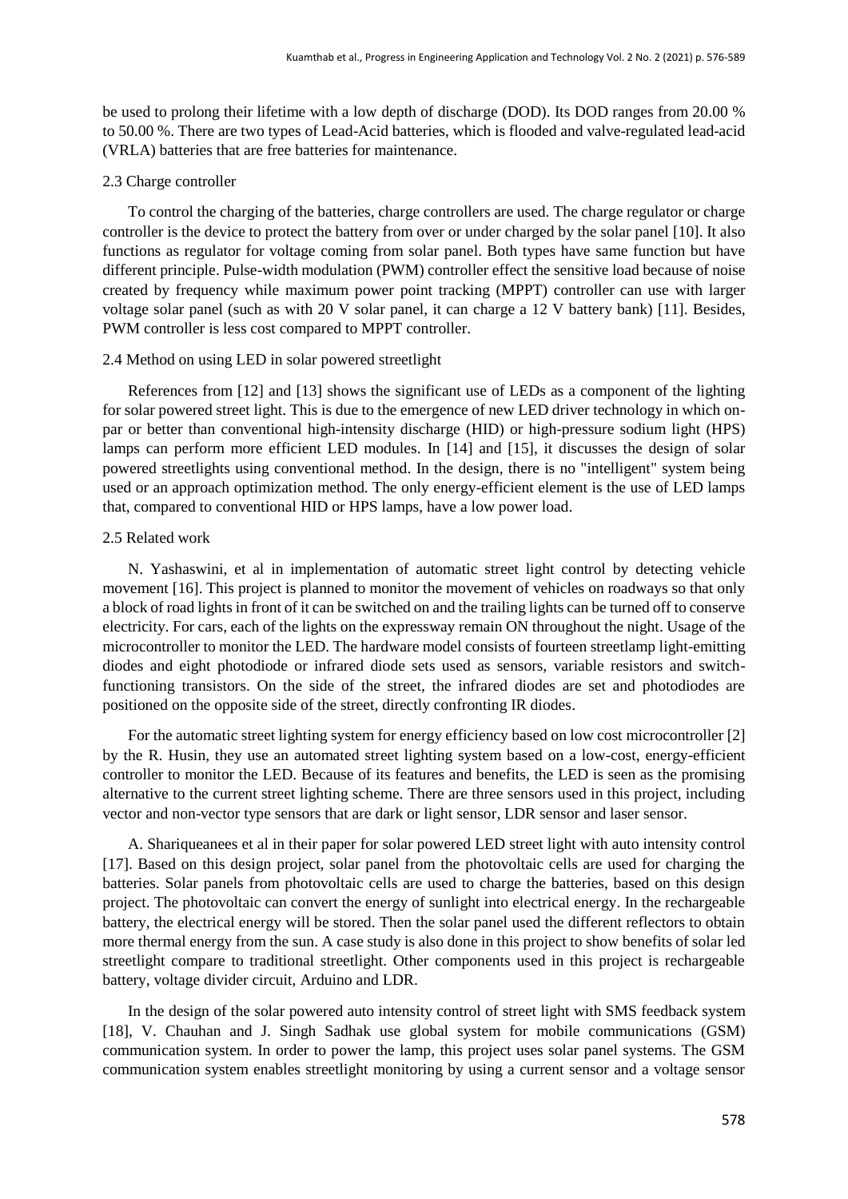be used to prolong their lifetime with a low depth of discharge (DOD). Its DOD ranges from 20.00 % to 50.00 %. There are two types of Lead-Acid batteries, which is flooded and valve-regulated lead-acid (VRLA) batteries that are free batteries for maintenance.

### 2.3 Charge controller

To control the charging of the batteries, charge controllers are used. The charge regulator or charge controller is the device to protect the battery from over or under charged by the solar panel [10]. It also functions as regulator for voltage coming from solar panel. Both types have same function but have different principle. Pulse-width modulation (PWM) controller effect the sensitive load because of noise created by frequency while maximum power point tracking (MPPT) controller can use with larger voltage solar panel (such as with 20 V solar panel, it can charge a 12 V battery bank) [11]. Besides, PWM controller is less cost compared to MPPT controller.

### 2.4 Method on using LED in solar powered streetlight

References from [12] and [13] shows the significant use of LEDs as a component of the lighting for solar powered street light. This is due to the emergence of new LED driver technology in which on-par or better than conventional high-intensity discharge (HID) or high-pressure sodium light (HPS) lamps can perform more efficient LED modules. In [14] and [15], it discusses the design of solar powered streetlights using conventional method. In the design, there is no "intelligent" system being used or an approach optimization method. The only energy-efficient element is the use of LED lamps that, compared to conventional HID or HPS lamps, have a low power load.

### 2.5 Related work

N. Yashaswini, et al in implementation of automatic street light control by detecting vehicle movement [16]. This project is planned to monitor the movement of vehicles on roadways so that only a block of road lights in front of it can be switched on and the trailing lights can be turned off to conserve electricity. For cars, each of the lights on the expressway remain ON throughout the night. Usage of the microcontroller to monitor the LED. The hardware model consists of fourteen streetlamp light-emitting diodes and eight photodiode or infrared diode sets used as sensors, variable resistors and switch-functioning transistors. On the side of the street, the infrared diodes are set and photodiodes are positioned on the opposite side of the street, directly confronting IR diodes.

For the automatic street lighting system for energy efficiency based on low cost microcontroller [2] by the R. Husin, they use an automated street lighting system based on a low-cost, energy-efficient controller to monitor the LED. Because of its features and benefits, the LED is seen as the promising alternative to the current street lighting scheme. There are three sensors used in this project, including vector and non-vector type sensors that are dark or light sensor, LDR sensor and laser sensor.

A. Shariqueanees et al in their paper for solar powered LED street light with auto intensity control [17]. Based on this design project, solar panel from the photovoltaic cells are used for charging the batteries. Solar panels from photovoltaic cells are used to charge the batteries, based on this design project. The photovoltaic can convert the energy of sunlight into electrical energy. In the rechargeable battery, the electrical energy will be stored. Then the solar panel used the different reflectors to obtain more thermal energy from the sun. A case study is also done in this project to show benefits of solar led streetlight compare to traditional streetlight. Other components used in this project is rechargeable battery, voltage divider circuit, Arduino and LDR.

In the design of the solar powered auto intensity control of street light with SMS feedback system [18], V. Chauhan and J. Singh Sadhak use global system for mobile communications (GSM) communication system. In order to power the lamp, this project uses solar panel systems. The GSM communication system enables streetlight monitoring by using a current sensor and a voltage sensor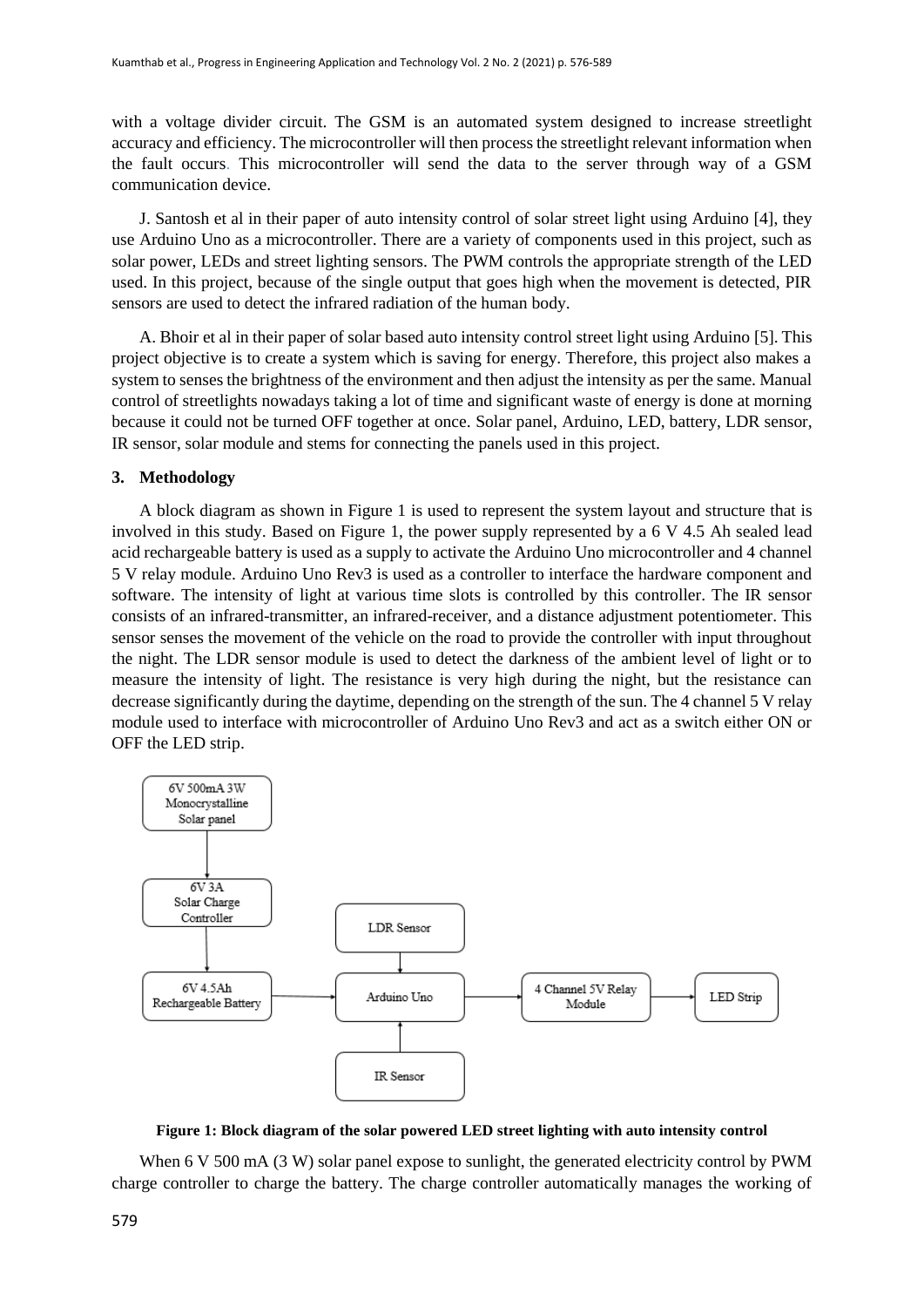with a voltage divider circuit. The GSM is an automated system designed to increase streetlight accuracy and efficiency. The microcontroller will then process the streetlight relevant information when the fault occurs. This microcontroller will send the data to the server through way of a GSM communication device.

J. Santosh et al in their paper of auto intensity control of solar street light using Arduino [4], they use Arduino Uno as a microcontroller. There are a variety of components used in this project, such as solar power, LEDs and street lighting sensors. The PWM controls the appropriate strength of the LED used. In this project, because of the single output that goes high when the movement is detected, PIR sensors are used to detect the infrared radiation of the human body.

A. Bhoir et al in their paper of solar based auto intensity control street light using Arduino [5]. This project objective is to create a system which is saving for energy. Therefore, this project also makes a system to senses the brightness of the environment and then adjust the intensity as per the same. Manual control of streetlights nowadays taking a lot of time and significant waste of energy is done at morning because it could not be turned OFF together at once. Solar panel, Arduino, LED, battery, LDR sensor, IR sensor, solar module and stems for connecting the panels used in this project.

## 3. Methodology

A block diagram as shown in Figure 1 is used to represent the system layout and structure that is involved in this study. Based on Figure 1, the power supply represented by a 6 V 4.5 Ah sealed lead acid rechargeable battery is used as a supply to activate the Arduino Uno microcontroller and 4 channel 5 V relay module. Arduino Uno Rev3 is used as a controller to interface the hardware component and software. The intensity of light at various time slots is controlled by this controller. The IR sensor consists of an infrared-transmitter, an infrared-receiver, and a distance adjustment potentiometer. This sensor senses the movement of the vehicle on the road to provide the controller with input throughout the night. The LDR sensor module is used to detect the darkness of the ambient level of light or to measure the intensity of light. The resistance is very high during the night, but the resistance can decrease significantly during the daytime, depending on the strength of the sun. The 4 channel 5 V relay module used to interface with microcontroller of Arduino Uno Rev3 and act as a switch either ON or OFF the LED strip.

6V 500mA 3W Monocrystalline Solar panel → 6V 3A Solar Charge Controller → 6V 4.5Ah Rechargeable Battery → Arduino Uno → 4 Channel 5V Relay Module → LED Strip

LDR Sensor → Arduino Uno

IR Sensor → Arduino Uno

**Figure 1: Block diagram of the solar powered LED street lighting with auto intensity control**

When 6 V 500 mA (3 W) solar panel expose to sunlight, the generated electricity control by PWM charge controller to charge the battery. The charge controller automatically manages the working of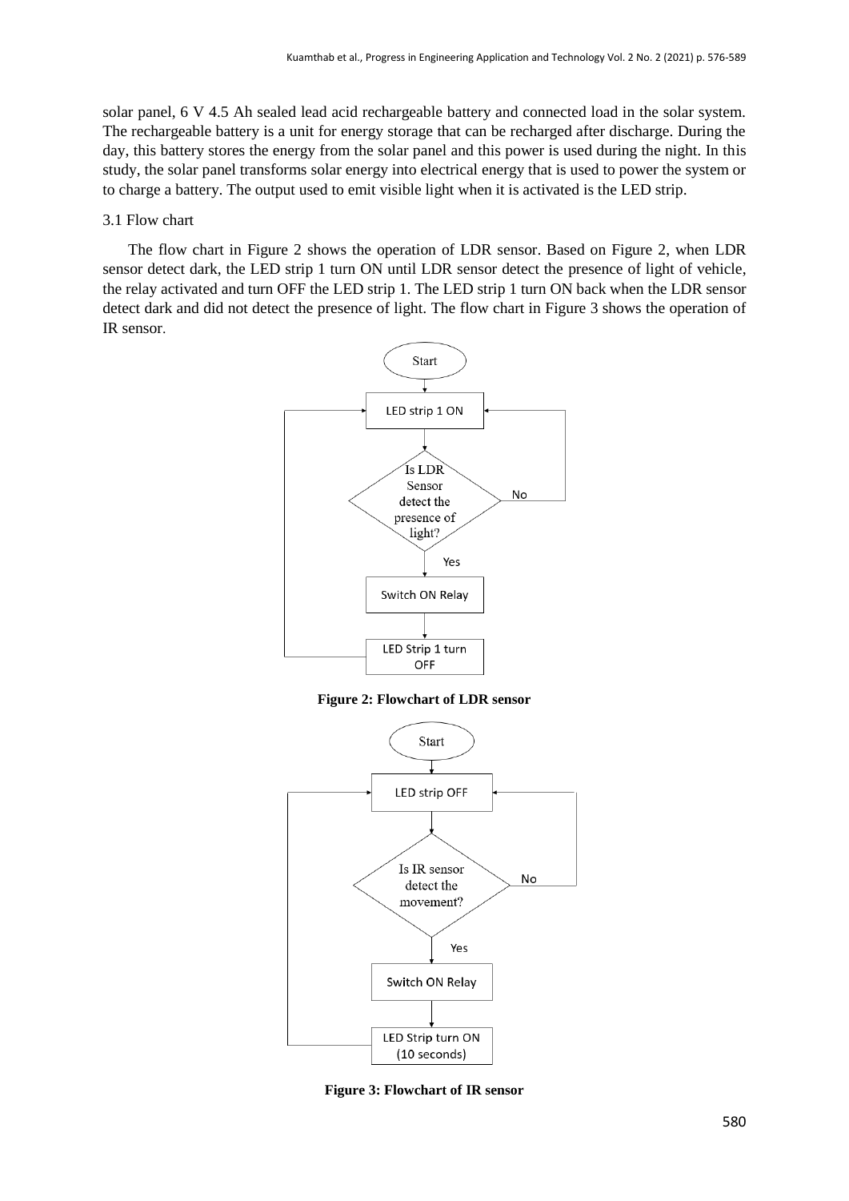solar panel, 6 V 4.5 Ah sealed lead acid rechargeable battery and connected load in the solar system. The rechargeable battery is a unit for energy storage that can be recharged after discharge. During the day, this battery stores the energy from the solar panel and this power is used during the night. In this study, the solar panel transforms solar energy into electrical energy that is used to power the system or to charge a battery. The output used to emit visible light when it is activated is the LED strip.

### 3.1 Flow chart

The flow chart in Figure 2 shows the operation of LDR sensor. Based on Figure 2, when LDR sensor detect dark, the LED strip 1 turn ON until LDR sensor detect the presence of light of vehicle, the relay activated and turn OFF the LED strip 1. The LED strip 1 turn ON back when the LDR sensor detect dark and did not detect the presence of light. The flow chart in Figure 3 shows the operation of IR sensor.

**Figure 2: Flowchart of LDR sensor**

**Figure 3: Flowchart of IR sensor**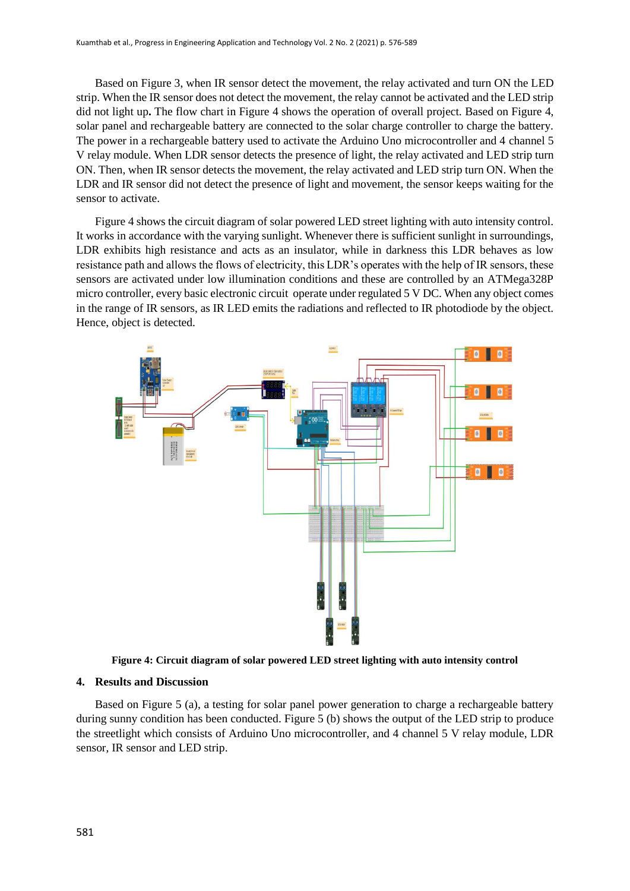Based on Figure 3, when IR sensor detect the movement, the relay activated and turn ON the LED strip. When the IR sensor does not detect the movement, the relay cannot be activated and the LED strip did not light up**.** The flow chart in Figure 4 shows the operation of overall project. Based on Figure 4, solar panel and rechargeable battery are connected to the solar charge controller to charge the battery. The power in a rechargeable battery used to activate the Arduino Uno microcontroller and 4 channel 5 V relay module. When LDR sensor detects the presence of light, the relay activated and LED strip turn ON. Then, when IR sensor detects the movement, the relay activated and LED strip turn ON. When the LDR and IR sensor did not detect the presence of light and movement, the sensor keeps waiting for the sensor to activate.

Figure 4 shows the circuit diagram of solar powered LED street lighting with auto intensity control. It works in accordance with the varying sunlight. Whenever there is sufficient sunlight in surroundings, LDR exhibits high resistance and acts as an insulator, while in darkness this LDR behaves as low resistance path and allows the flows of electricity, this LDR's operates with the help of IR sensors, these sensors are activated under low illumination conditions and these are controlled by an ATMega328P micro controller, every basic electronic circuit operate under regulated 5 V DC. When any object comes in the range of IR sensors, as IR LED emits the radiations and reflected to IR photodiode by the object. Hence, object is detected.

**Figure 4: Circuit diagram of solar powered LED street lighting with auto intensity control**

## 4. Results and Discussion

Based on Figure 5 (a), a testing for solar panel power generation to charge a rechargeable battery during sunny condition has been conducted. Figure 5 (b) shows the output of the LED strip to produce the streetlight which consists of Arduino Uno microcontroller, and 4 channel 5 V relay module, LDR sensor, IR sensor and LED strip.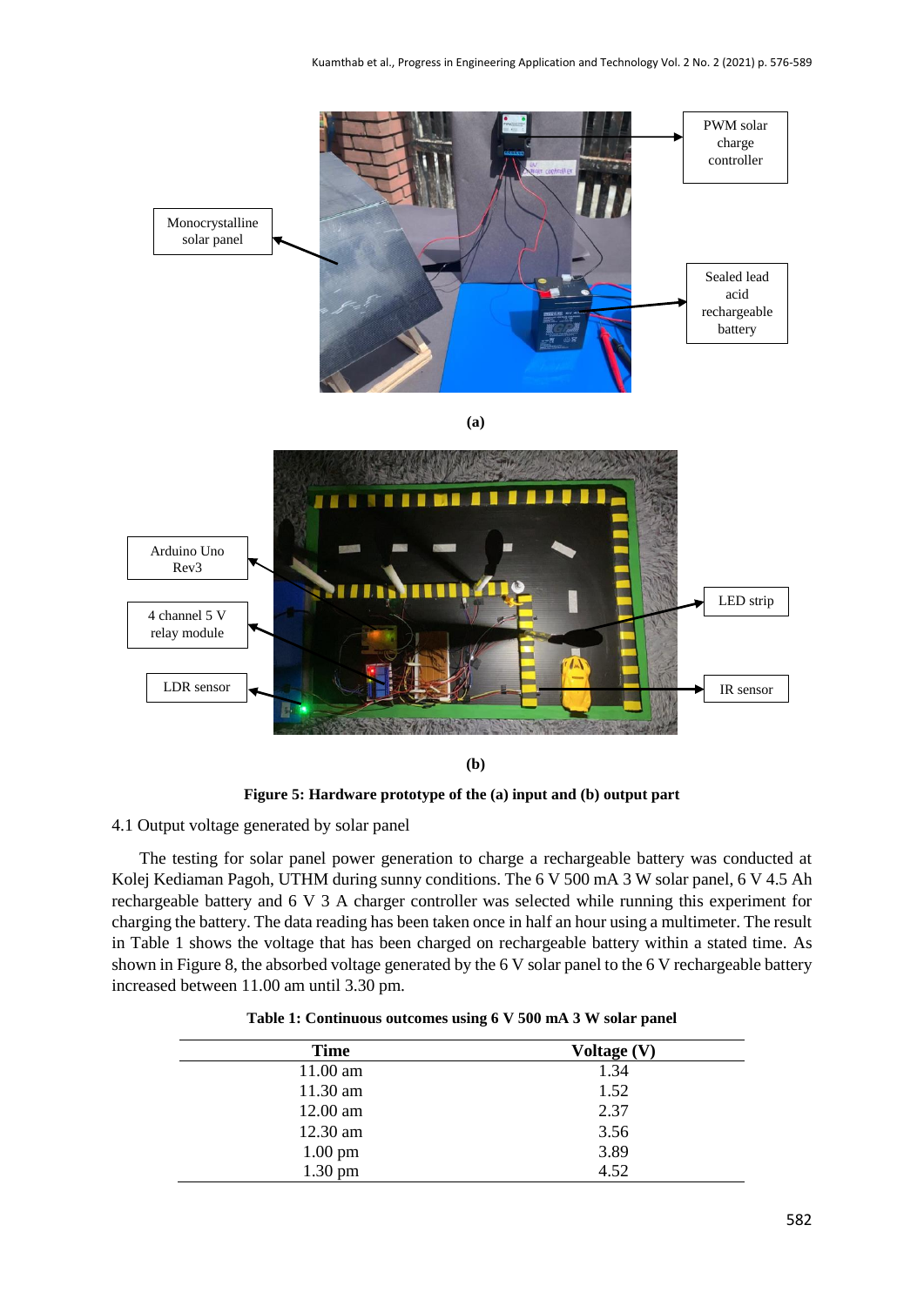Monocrystalline solar panel

PWM solar charge controller

Sealed lead acid rechargeable battery

**(a)**

Arduino Uno Rev3

4 channel 5 V relay module

LDR sensor

LED strip

IR sensor

**(b)**

**Figure 5: Hardware prototype of the (a) input and (b) output part**

4.1 Output voltage generated by solar panel

The testing for solar panel power generation to charge a rechargeable battery was conducted at Kolej Kediaman Pagoh, UTHM during sunny conditions. The 6 V 500 mA 3 W solar panel, 6 V 4.5 Ah rechargeable battery and 6 V 3 A charger controller was selected while running this experiment for charging the battery. The data reading has been taken once in half an hour using a multimeter. The result in Table 1 shows the voltage that has been charged on rechargeable battery within a stated time. As shown in Figure 8, the absorbed voltage generated by the 6 V solar panel to the 6 V rechargeable battery increased between 11.00 am until 3.30 pm.

**Table 1: Continuous outcomes using 6 V 500 mA 3 W solar panel**

| Time | Voltage (V) |
|---|---|
| 11.00 am | 1.34 |
| 11.30 am | 1.52 |
| 12.00 am | 2.37 |
| 12.30 am | 3.56 |
| 1.00 pm | 3.89 |
| 1.30 pm | 4.52 |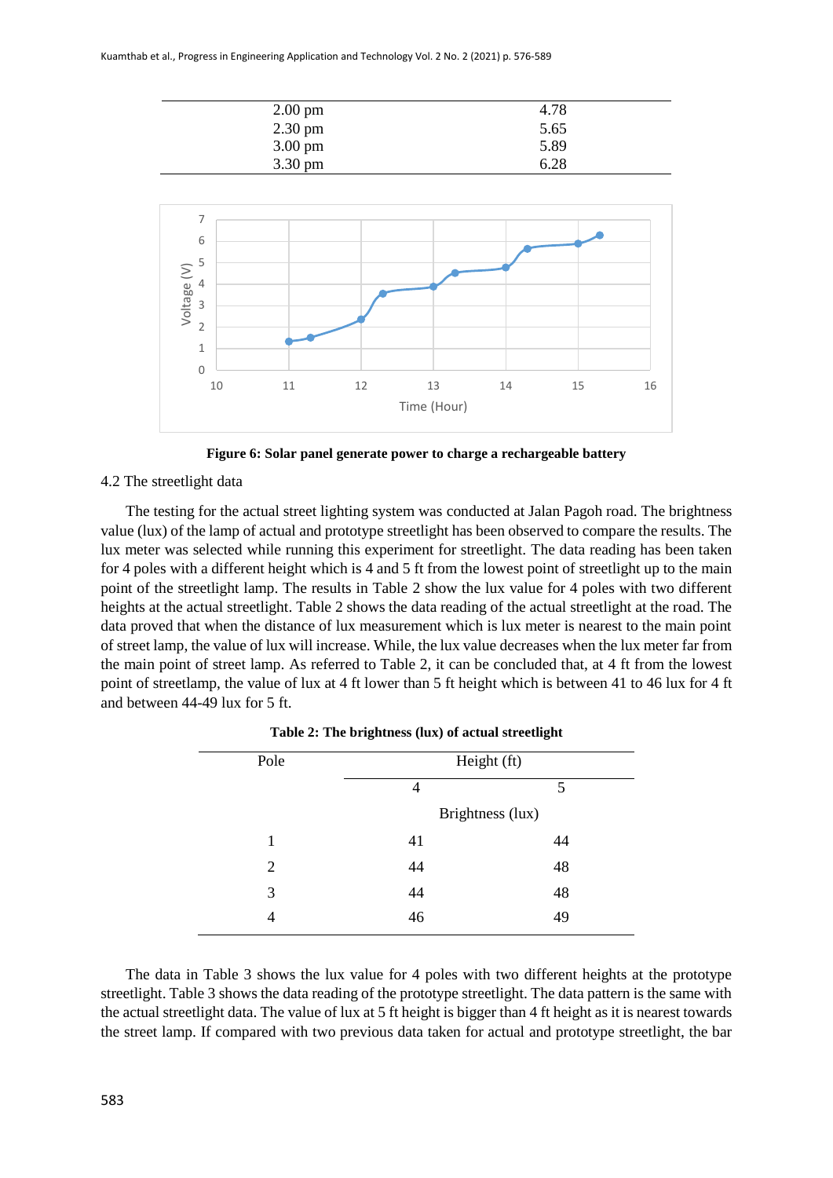| | |
|---|---|
| 2.00 pm | 4.78 |
| 2.30 pm | 5.65 |
| 3.00 pm | 5.89 |
| 3.30 pm | 6.28 |

**Figure 6: Solar panel generate power to charge a rechargeable battery**

4.2 The streetlight data

The testing for the actual street lighting system was conducted at Jalan Pagoh road. The brightness value (lux) of the lamp of actual and prototype streetlight has been observed to compare the results. The lux meter was selected while running this experiment for streetlight. The data reading has been taken for 4 poles with a different height which is 4 and 5 ft from the lowest point of streetlight up to the main point of the streetlight lamp. The results in Table 2 show the lux value for 4 poles with two different heights at the actual streetlight. Table 2 shows the data reading of the actual streetlight at the road. The data proved that when the distance of lux measurement which is lux meter is nearest to the main point of street lamp, the value of lux will increase. While, the lux value decreases when the lux meter far from the main point of street lamp. As referred to Table 2, it can be concluded that, at 4 ft from the lowest point of streetlamp, the value of lux at 4 ft lower than 5 ft height which is between 41 to 46 lux for 4 ft and between 44-49 lux for 5 ft.

**Table 2: The brightness (lux) of actual streetlight**

| Pole | Height (ft) | |
|---|---|---|
| | 4 | 5 |
| | Brightness (lux) | |
| 1 | 41 | 44 |
| 2 | 44 | 48 |
| 3 | 44 | 48 |
| 4 | 46 | 49 |

The data in Table 3 shows the lux value for 4 poles with two different heights at the prototype streetlight. Table 3 shows the data reading of the prototype streetlight. The data pattern is the same with the actual streetlight data. The value of lux at 5 ft height is bigger than 4 ft height as it is nearest towards the street lamp. If compared with two previous data taken for actual and prototype streetlight, the bar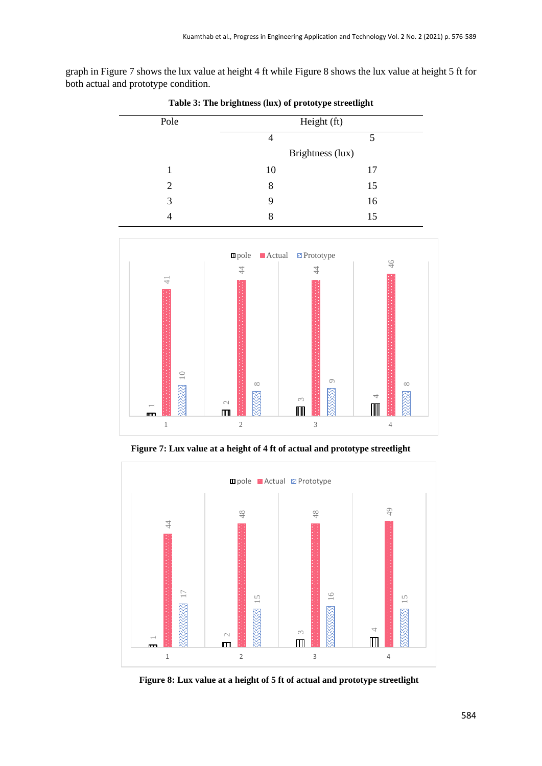graph in Figure 7 shows the lux value at height 4 ft while Figure 8 shows the lux value at height 5 ft for both actual and prototype condition.

**Table 3: The brightness (lux) of prototype streetlight**

| Pole | Height (ft) | |
|---|---|---|
| | 4 | 5 |
| | Brightness (lux) | |
| 1 | 10 | 17 |
| 2 | 8 | 15 |
| 3 | 9 | 16 |
| 4 | 8 | 15 |

**Figure 7: Lux value at a height of 4 ft of actual and prototype streetlight**

**Figure 8: Lux value at a height of 5 ft of actual and prototype streetlight**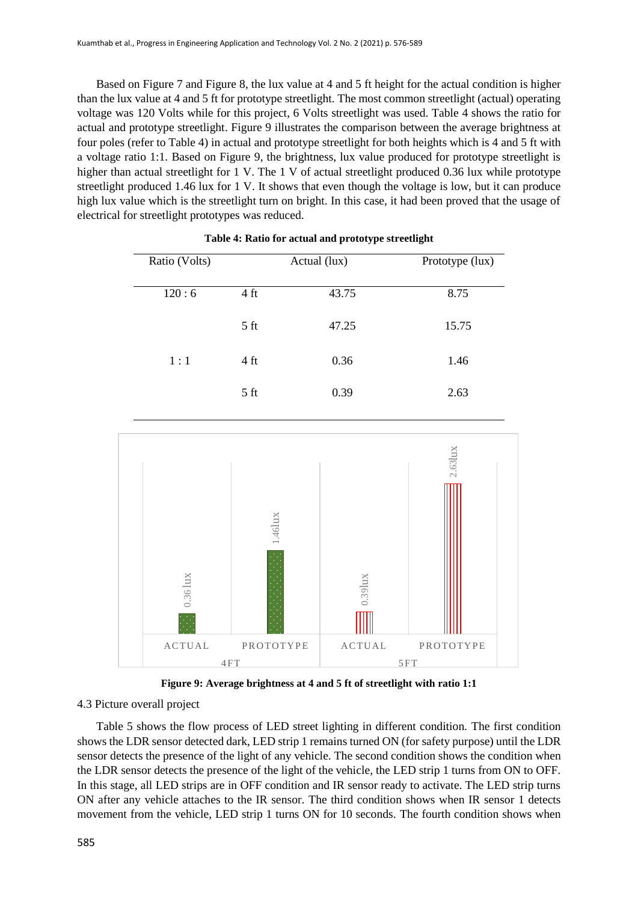Based on Figure 7 and Figure 8, the lux value at 4 and 5 ft height for the actual condition is higher than the lux value at 4 and 5 ft for prototype streetlight. The most common streetlight (actual) operating voltage was 120 Volts while for this project, 6 Volts streetlight was used. Table 4 shows the ratio for actual and prototype streetlight. Figure 9 illustrates the comparison between the average brightness at four poles (refer to Table 4) in actual and prototype streetlight for both heights which is 4 and 5 ft with a voltage ratio 1:1. Based on Figure 9, the brightness, lux value produced for prototype streetlight is higher than actual streetlight for 1 V. The 1 V of actual streetlight produced 0.36 lux while prototype streetlight produced 1.46 lux for 1 V. It shows that even though the voltage is low, but it can produce high lux value which is the streetlight turn on bright. In this case, it had been proved that the usage of electrical for streetlight prototypes was reduced.

**Table 4: Ratio for actual and prototype streetlight**

| Ratio (Volts) | | Actual (lux) | Prototype (lux) |
|---|---|---|---|
| 120 : 6 | 4 ft | 43.75 | 8.75 |
| | 5 ft | 47.25 | 15.75 |
| 1 : 1 | 4 ft | 0.36 | 1.46 |
| | 5 ft | 0.39 | 2.63 |

| | 4FT | | 5FT | |
|---|---|---|---|---|
| | ACTUAL | PROTOTYPE | ACTUAL | PROTOTYPE |
| Value | 0.36 lux | 1.46lux | 0.39lux | 2.63lux |

**Figure 9: Average brightness at 4 and 5 ft of streetlight with ratio 1:1**

4.3 Picture overall project

Table 5 shows the flow process of LED street lighting in different condition. The first condition shows the LDR sensor detected dark, LED strip 1 remains turned ON (for safety purpose) until the LDR sensor detects the presence of the light of any vehicle. The second condition shows the condition when the LDR sensor detects the presence of the light of the vehicle, the LED strip 1 turns from ON to OFF. In this stage, all LED strips are in OFF condition and IR sensor ready to activate. The LED strip turns ON after any vehicle attaches to the IR sensor. The third condition shows when IR sensor 1 detects movement from the vehicle, LED strip 1 turns ON for 10 seconds. The fourth condition shows when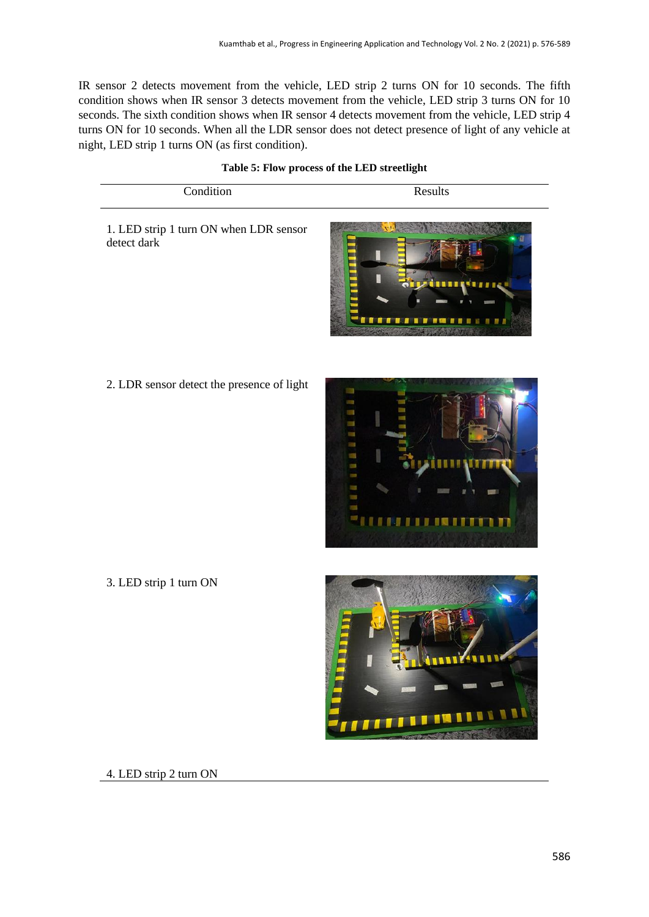IR sensor 2 detects movement from the vehicle, LED strip 2 turns ON for 10 seconds. The fifth condition shows when IR sensor 3 detects movement from the vehicle, LED strip 3 turns ON for 10 seconds. The sixth condition shows when IR sensor 4 detects movement from the vehicle, LED strip 4 turns ON for 10 seconds. When all the LDR sensor does not detect presence of light of any vehicle at night, LED strip 1 turns ON (as first condition).

**Table 5: Flow process of the LED streetlight**

| Condition | Results |
|---|---|
| 1. LED strip 1 turn ON when LDR sensor detect dark | |
| 2. LDR sensor detect the presence of light | |
| 3. LED strip 1 turn ON | |
| 4. LED strip 2 turn ON | |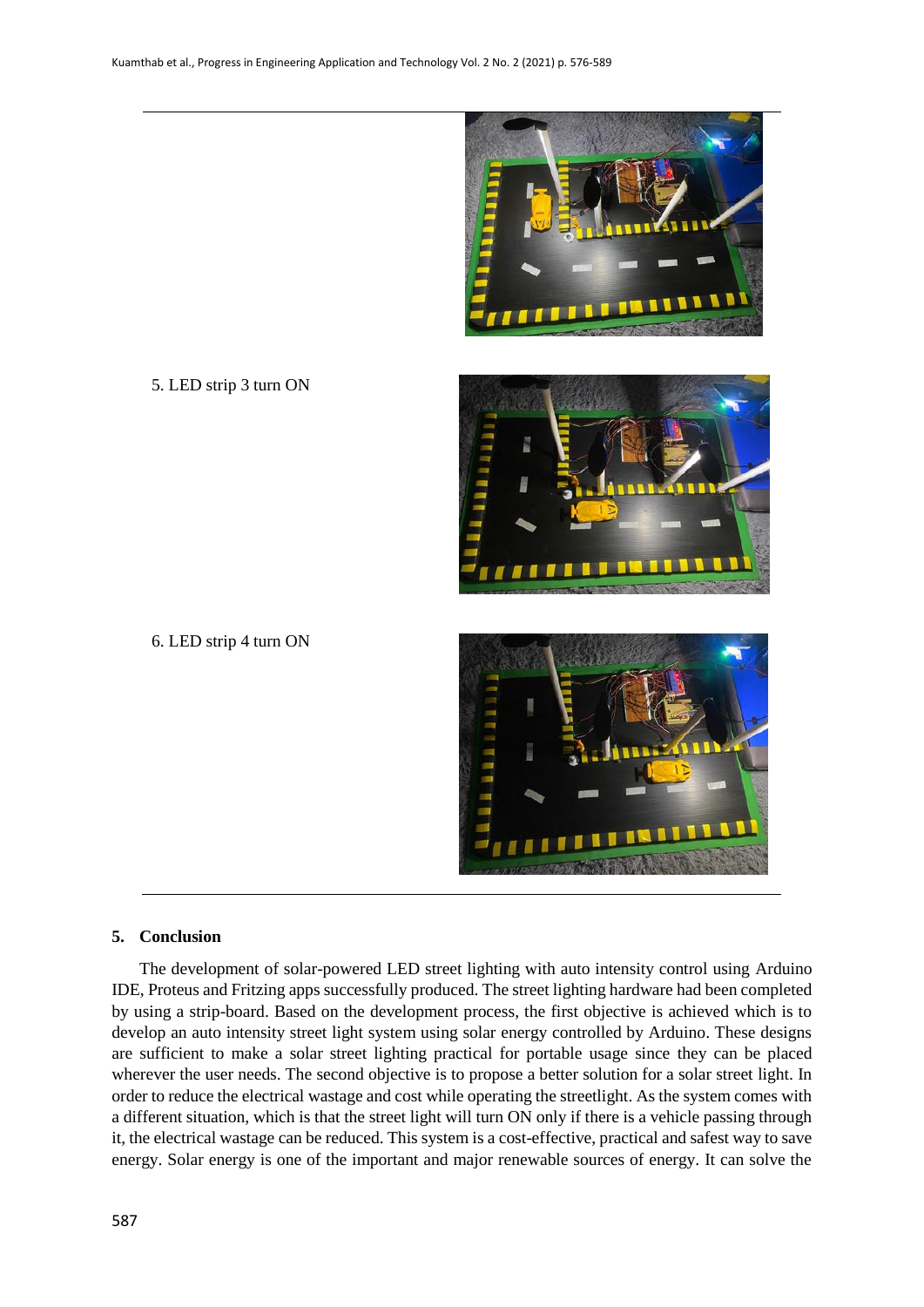|  |  |
|---|---|
|  |  |
| 5. LED strip 3 turn ON |  |
| 6. LED strip 4 turn ON |  |

## 5. Conclusion

The development of solar-powered LED street lighting with auto intensity control using Arduino IDE, Proteus and Fritzing apps successfully produced. The street lighting hardware had been completed by using a strip-board. Based on the development process, the first objective is achieved which is to develop an auto intensity street light system using solar energy controlled by Arduino. These designs are sufficient to make a solar street lighting practical for portable usage since they can be placed wherever the user needs. The second objective is to propose a better solution for a solar street light. In order to reduce the electrical wastage and cost while operating the streetlight. As the system comes with a different situation, which is that the street light will turn ON only if there is a vehicle passing through it, the electrical wastage can be reduced. This system is a cost-effective, practical and safest way to save energy. Solar energy is one of the important and major renewable sources of energy. It can solve the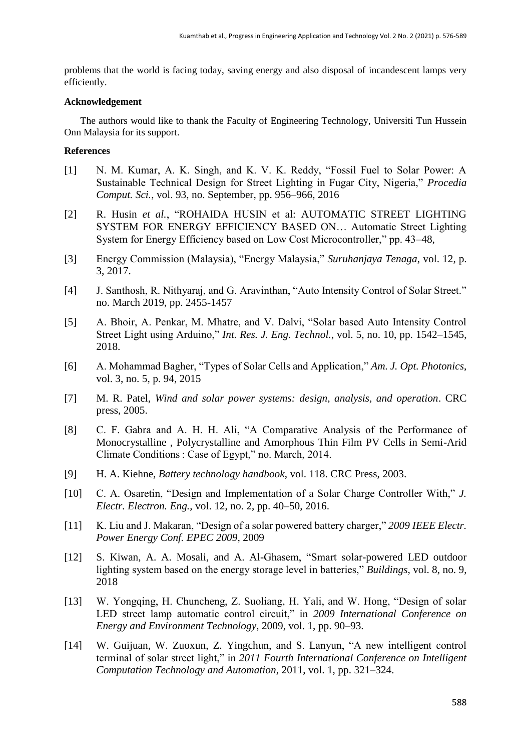problems that the world is facing today, saving energy and also disposal of incandescent lamps very efficiently.

**Acknowledgement**

The authors would like to thank the Faculty of Engineering Technology, Universiti Tun Hussein Onn Malaysia for its support.

**References**

[1] N. M. Kumar, A. K. Singh, and K. V. K. Reddy, "Fossil Fuel to Solar Power: A Sustainable Technical Design for Street Lighting in Fugar City, Nigeria," *Procedia Comput. Sci.*, vol. 93, no. September, pp. 956–966, 2016

[2] R. Husin *et al.*, "ROHAIDA HUSIN et al: AUTOMATIC STREET LIGHTING SYSTEM FOR ENERGY EFFICIENCY BASED ON… Automatic Street Lighting System for Energy Efficiency based on Low Cost Microcontroller," pp. 43–48,

[3] Energy Commission (Malaysia), "Energy Malaysia," *Suruhanjaya Tenaga*, vol. 12, p. 3, 2017.

[4] J. Santhosh, R. Nithyaraj, and G. Aravinthan, "Auto Intensity Control of Solar Street." no. March 2019, pp. 2455-1457

[5] A. Bhoir, A. Penkar, M. Mhatre, and V. Dalvi, "Solar based Auto Intensity Control Street Light using Arduino," *Int. Res. J. Eng. Technol.*, vol. 5, no. 10, pp. 1542–1545, 2018.

[6] A. Mohammad Bagher, "Types of Solar Cells and Application," *Am. J. Opt. Photonics*, vol. 3, no. 5, p. 94, 2015

[7] M. R. Patel, *Wind and solar power systems: design, analysis, and operation*. CRC press, 2005.

[8] C. F. Gabra and A. H. H. Ali, "A Comparative Analysis of the Performance of Monocrystalline , Polycrystalline and Amorphous Thin Film PV Cells in Semi-Arid Climate Conditions : Case of Egypt," no. March, 2014.

[9] H. A. Kiehne, *Battery technology handbook*, vol. 118. CRC Press, 2003.

[10] C. A. Osaretin, "Design and Implementation of a Solar Charge Controller With," *J. Electr. Electron. Eng.*, vol. 12, no. 2, pp. 40–50, 2016.

[11] K. Liu and J. Makaran, "Design of a solar powered battery charger," *2009 IEEE Electr. Power Energy Conf. EPEC 2009*, 2009

[12] S. Kiwan, A. A. Mosali, and A. Al-Ghasem, "Smart solar-powered LED outdoor lighting system based on the energy storage level in batteries," *Buildings*, vol. 8, no. 9, 2018

[13] W. Yongqing, H. Chuncheng, Z. Suoliang, H. Yali, and W. Hong, "Design of solar LED street lamp automatic control circuit," in *2009 International Conference on Energy and Environment Technology*, 2009, vol. 1, pp. 90–93.

[14] W. Guijuan, W. Zuoxun, Z. Yingchun, and S. Lanyun, "A new intelligent control terminal of solar street light," in *2011 Fourth International Conference on Intelligent Computation Technology and Automation*, 2011, vol. 1, pp. 321–324.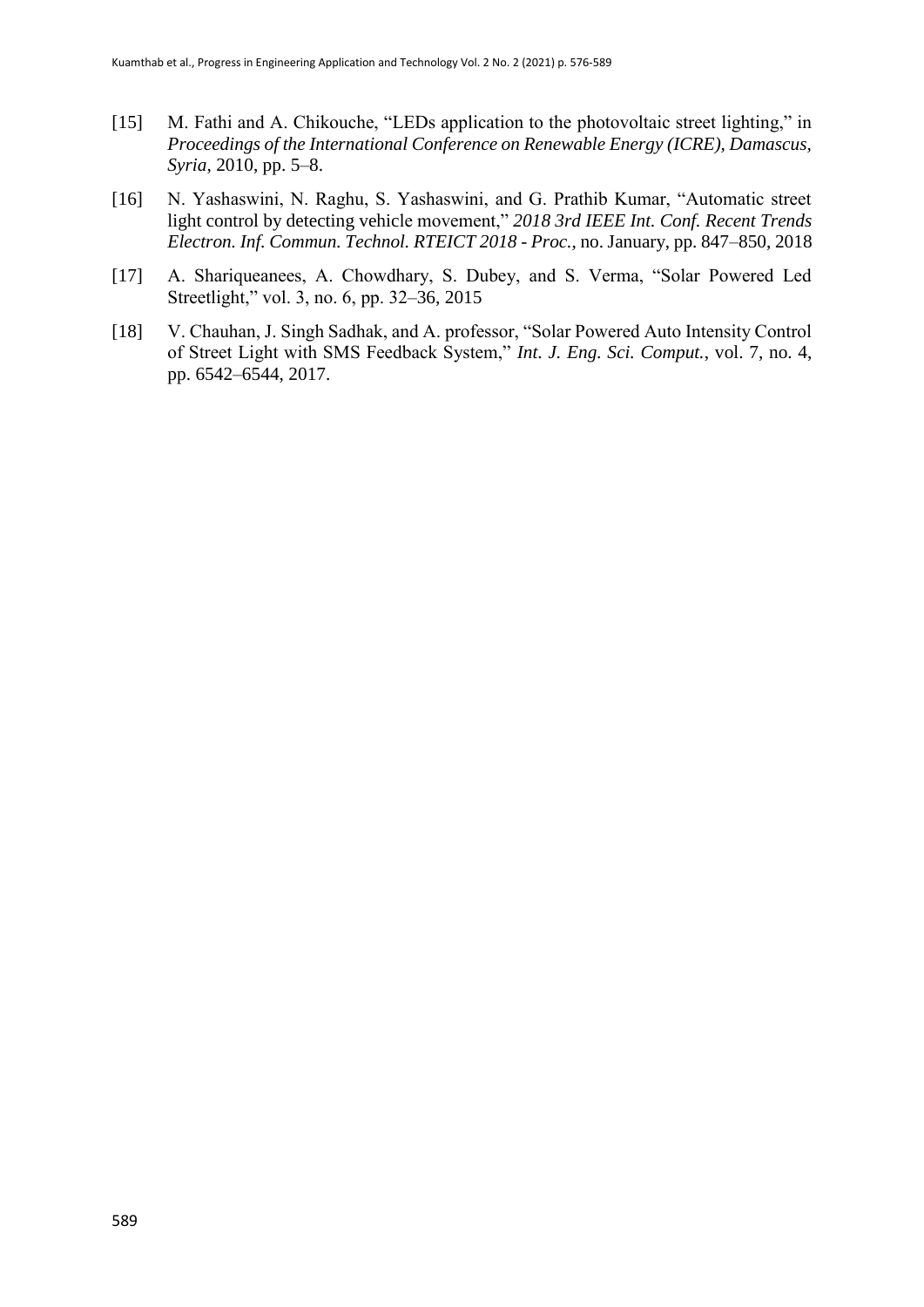[15] M. Fathi and A. Chikouche, "LEDs application to the photovoltaic street lighting," in *Proceedings of the International Conference on Renewable Energy (ICRE), Damascus, Syria*, 2010, pp. 5–8.

[16] N. Yashaswini, N. Raghu, S. Yashaswini, and G. Prathib Kumar, "Automatic street light control by detecting vehicle movement," *2018 3rd IEEE Int. Conf. Recent Trends Electron. Inf. Commun. Technol. RTEICT 2018 - Proc.*, no. January, pp. 847–850, 2018

[17] A. Shariqueanees, A. Chowdhary, S. Dubey, and S. Verma, "Solar Powered Led Streetlight," vol. 3, no. 6, pp. 32–36, 2015

[18] V. Chauhan, J. Singh Sadhak, and A. professor, "Solar Powered Auto Intensity Control of Street Light with SMS Feedback System," *Int. J. Eng. Sci. Comput.*, vol. 7, no. 4, pp. 6542–6544, 2017.